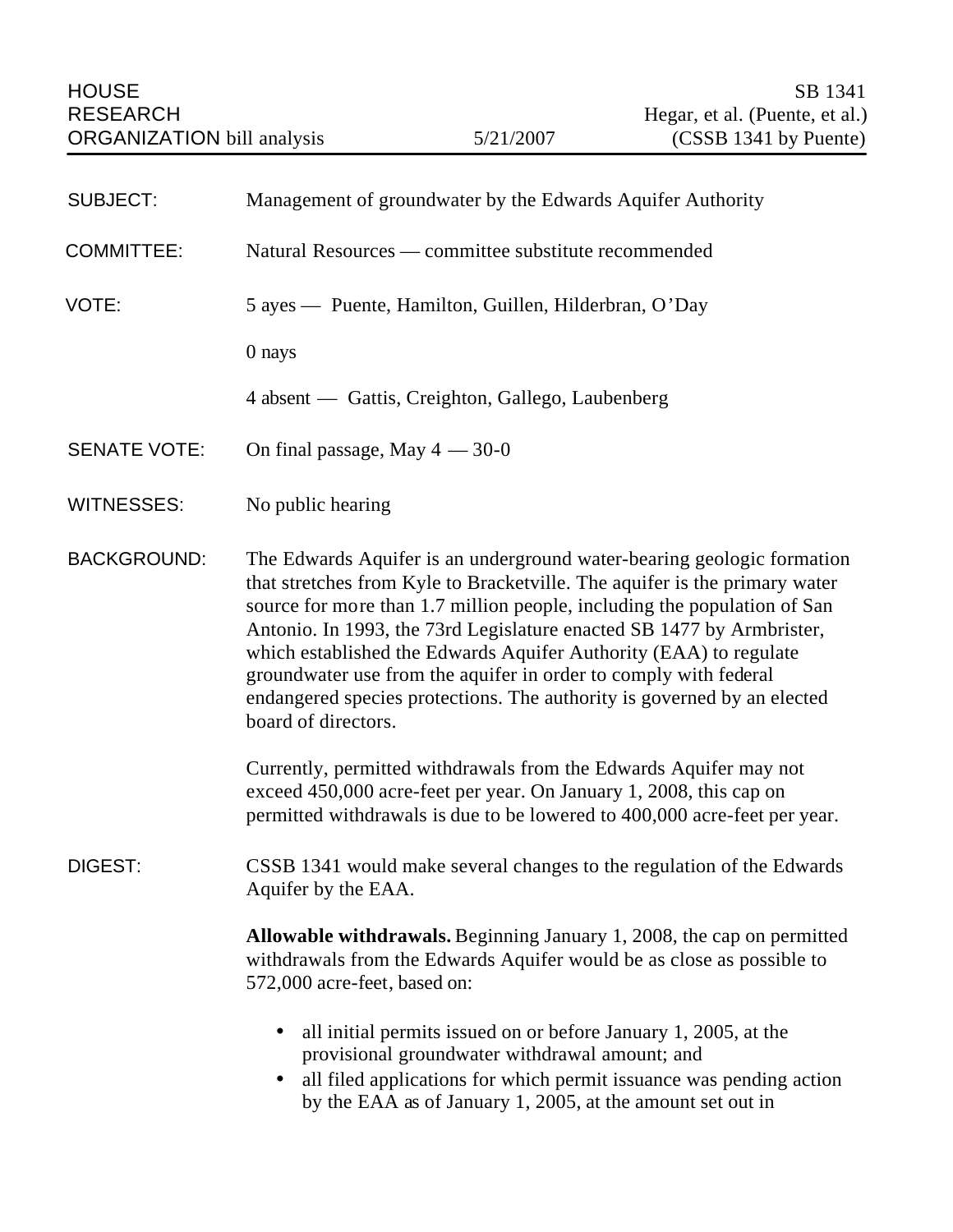HOUSE RESEARCH ORGANIZATION bill analysis — 5/21/2007

SB 1341
Hegar, et al. (Puente, et al.)
(CSSB 1341 by Puente)

**SUBJECT:** Management of groundwater by the Edwards Aquifer Authority

**COMMITTEE:** Natural Resources — committee substitute recommended

**VOTE:** 5 ayes — Puente, Hamilton, Guillen, Hilderbran, O'Day

0 nays

4 absent — Gattis, Creighton, Gallego, Laubenberg

**SENATE VOTE:** On final passage, May 4 — 30-0

**WITNESSES:** No public hearing

**BACKGROUND:** The Edwards Aquifer is an underground water-bearing geologic formation that stretches from Kyle to Bracketville. The aquifer is the primary water source for more than 1.7 million people, including the population of San Antonio. In 1993, the 73rd Legislature enacted SB 1477 by Armbrister, which established the Edwards Aquifer Authority (EAA) to regulate groundwater use from the aquifer in order to comply with federal endangered species protections. The authority is governed by an elected board of directors.

Currently, permitted withdrawals from the Edwards Aquifer may not exceed 450,000 acre-feet per year. On January 1, 2008, this cap on permitted withdrawals is due to be lowered to 400,000 acre-feet per year.

**DIGEST:** CSSB 1341 would make several changes to the regulation of the Edwards Aquifer by the EAA.

**Allowable withdrawals.** Beginning January 1, 2008, the cap on permitted withdrawals from the Edwards Aquifer would be as close as possible to 572,000 acre-feet, based on:

- all initial permits issued on or before January 1, 2005, at the provisional groundwater withdrawal amount; and
- all filed applications for which permit issuance was pending action by the EAA as of January 1, 2005, at the amount set out in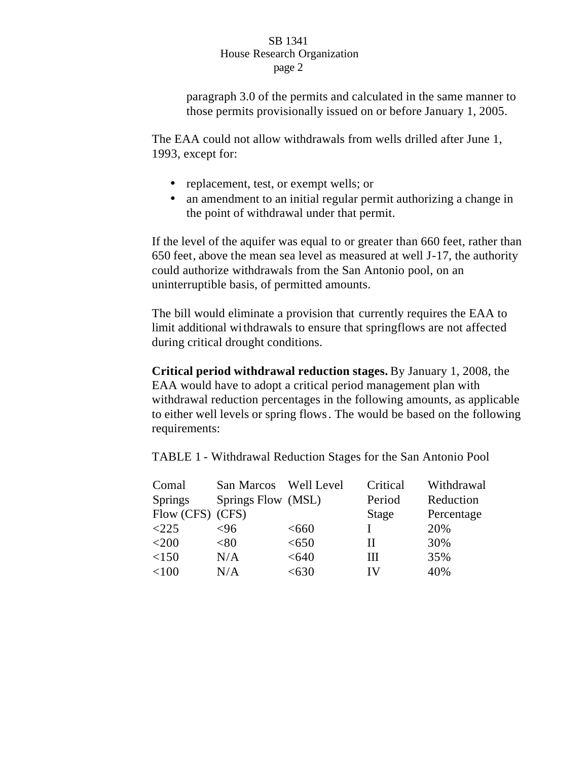paragraph 3.0 of the permits and calculated in the same manner to those permits provisionally issued on or before January 1, 2005.

The EAA could not allow withdrawals from wells drilled after June 1, 1993, except for:

- replacement, test, or exempt wells; or
- an amendment to an initial regular permit authorizing a change in the point of withdrawal under that permit.

If the level of the aquifer was equal to or greater than 660 feet, rather than 650 feet, above the mean sea level as measured at well J-17, the authority could authorize withdrawals from the San Antonio pool, on an uninterruptible basis, of permitted amounts.

The bill would eliminate a provision that currently requires the EAA to limit additional withdrawals to ensure that springflows are not affected during critical drought conditions.

**Critical period withdrawal reduction stages.** By January 1, 2008, the EAA would have to adopt a critical period management plan with withdrawal reduction percentages in the following amounts, as applicable to either well levels or spring flows. The would be based on the following requirements:

TABLE 1 - Withdrawal Reduction Stages for the San Antonio Pool

| Comal Springs Flow (CFS) | San Marcos Springs Flow (CFS) | Well Level (MSL) | Critical Period Stage | Withdrawal Reduction Percentage |
|---|---|---|---|---|
| <225 | <96 | <660 | I | 20% |
| <200 | <80 | <650 | II | 30% |
| <150 | N/A | <640 | III | 35% |
| <100 | N/A | <630 | IV | 40% |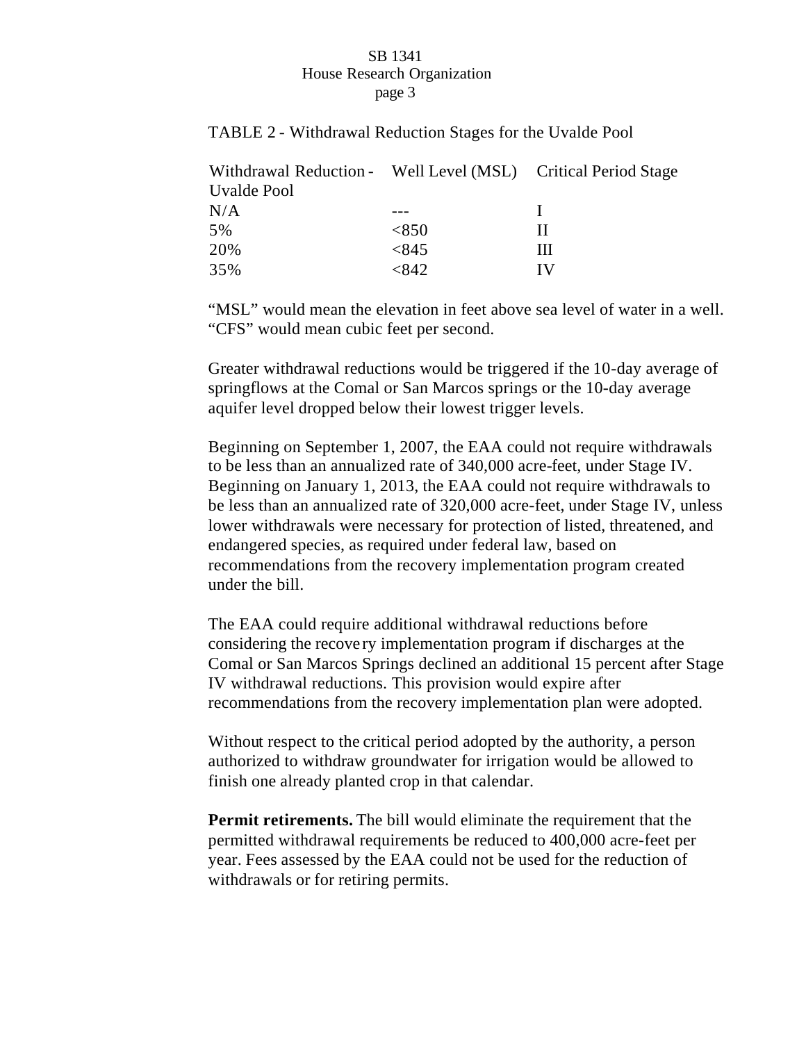TABLE 2 - Withdrawal Reduction Stages for the Uvalde Pool

| Withdrawal Reduction - Uvalde Pool | Well Level (MSL) | Critical Period Stage |
|---|---|---|
| N/A | --- | I |
| 5% | <850 | II |
| 20% | <845 | III |
| 35% | <842 | IV |

"MSL" would mean the elevation in feet above sea level of water in a well. "CFS" would mean cubic feet per second.

Greater withdrawal reductions would be triggered if the 10-day average of springflows at the Comal or San Marcos springs or the 10-day average aquifer level dropped below their lowest trigger levels.

Beginning on September 1, 2007, the EAA could not require withdrawals to be less than an annualized rate of 340,000 acre-feet, under Stage IV. Beginning on January 1, 2013, the EAA could not require withdrawals to be less than an annualized rate of 320,000 acre-feet, under Stage IV, unless lower withdrawals were necessary for protection of listed, threatened, and endangered species, as required under federal law, based on recommendations from the recovery implementation program created under the bill.

The EAA could require additional withdrawal reductions before considering the recovery implementation program if discharges at the Comal or San Marcos Springs declined an additional 15 percent after Stage IV withdrawal reductions. This provision would expire after recommendations from the recovery implementation plan were adopted.

Without respect to the critical period adopted by the authority, a person authorized to withdraw groundwater for irrigation would be allowed to finish one already planted crop in that calendar.

**Permit retirements.** The bill would eliminate the requirement that the permitted withdrawal requirements be reduced to 400,000 acre-feet per year. Fees assessed by the EAA could not be used for the reduction of withdrawals or for retiring permits.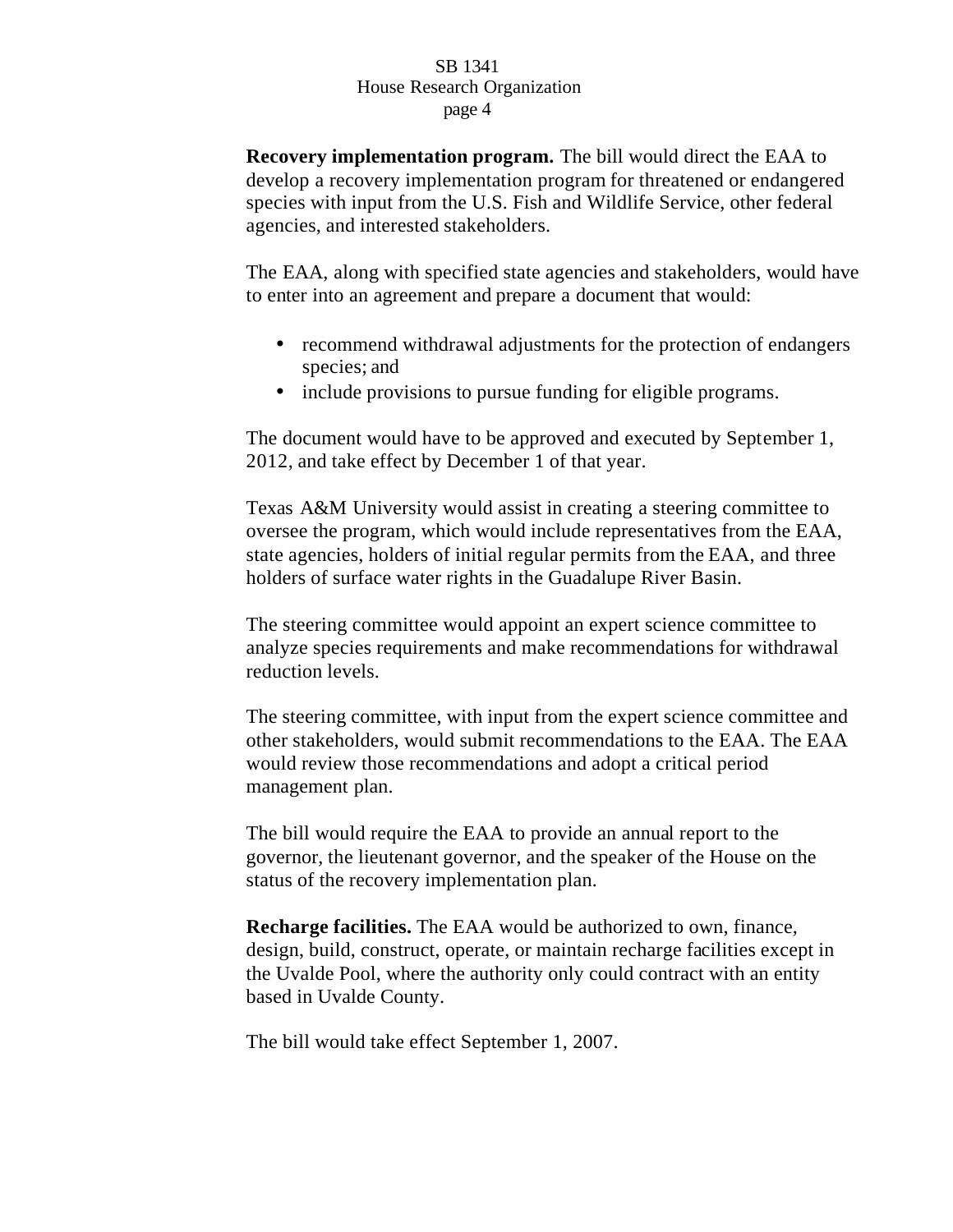**Recovery implementation program.** The bill would direct the EAA to develop a recovery implementation program for threatened or endangered species with input from the U.S. Fish and Wildlife Service, other federal agencies, and interested stakeholders.

The EAA, along with specified state agencies and stakeholders, would have to enter into an agreement and prepare a document that would:

- recommend withdrawal adjustments for the protection of endangers species; and
- include provisions to pursue funding for eligible programs.

The document would have to be approved and executed by September 1, 2012, and take effect by December 1 of that year.

Texas A&M University would assist in creating a steering committee to oversee the program, which would include representatives from the EAA, state agencies, holders of initial regular permits from the EAA, and three holders of surface water rights in the Guadalupe River Basin.

The steering committee would appoint an expert science committee to analyze species requirements and make recommendations for withdrawal reduction levels.

The steering committee, with input from the expert science committee and other stakeholders, would submit recommendations to the EAA. The EAA would review those recommendations and adopt a critical period management plan.

The bill would require the EAA to provide an annual report to the governor, the lieutenant governor, and the speaker of the House on the status of the recovery implementation plan.

**Recharge facilities.** The EAA would be authorized to own, finance, design, build, construct, operate, or maintain recharge facilities except in the Uvalde Pool, where the authority only could contract with an entity based in Uvalde County.

The bill would take effect September 1, 2007.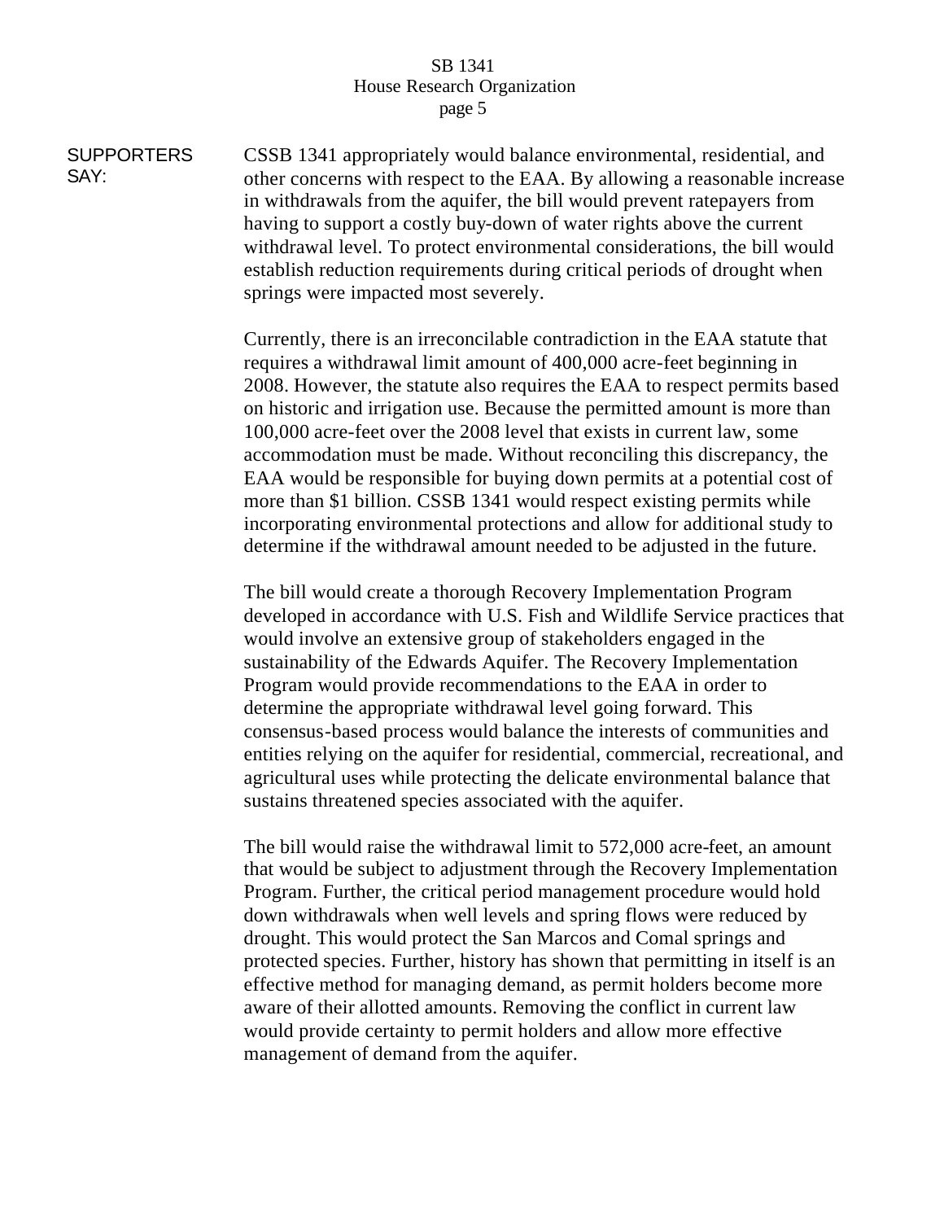**SUPPORTERS SAY:**

CSSB 1341 appropriately would balance environmental, residential, and other concerns with respect to the EAA. By allowing a reasonable increase in withdrawals from the aquifer, the bill would prevent ratepayers from having to support a costly buy-down of water rights above the current withdrawal level. To protect environmental considerations, the bill would establish reduction requirements during critical periods of drought when springs were impacted most severely.

Currently, there is an irreconcilable contradiction in the EAA statute that requires a withdrawal limit amount of 400,000 acre-feet beginning in 2008. However, the statute also requires the EAA to respect permits based on historic and irrigation use. Because the permitted amount is more than 100,000 acre-feet over the 2008 level that exists in current law, some accommodation must be made. Without reconciling this discrepancy, the EAA would be responsible for buying down permits at a potential cost of more than $1 billion. CSSB 1341 would respect existing permits while incorporating environmental protections and allow for additional study to determine if the withdrawal amount needed to be adjusted in the future.

The bill would create a thorough Recovery Implementation Program developed in accordance with U.S. Fish and Wildlife Service practices that would involve an extensive group of stakeholders engaged in the sustainability of the Edwards Aquifer. The Recovery Implementation Program would provide recommendations to the EAA in order to determine the appropriate withdrawal level going forward. This consensus-based process would balance the interests of communities and entities relying on the aquifer for residential, commercial, recreational, and agricultural uses while protecting the delicate environmental balance that sustains threatened species associated with the aquifer.

The bill would raise the withdrawal limit to 572,000 acre-feet, an amount that would be subject to adjustment through the Recovery Implementation Program. Further, the critical period management procedure would hold down withdrawals when well levels and spring flows were reduced by drought. This would protect the San Marcos and Comal springs and protected species. Further, history has shown that permitting in itself is an effective method for managing demand, as permit holders become more aware of their allotted amounts. Removing the conflict in current law would provide certainty to permit holders and allow more effective management of demand from the aquifer.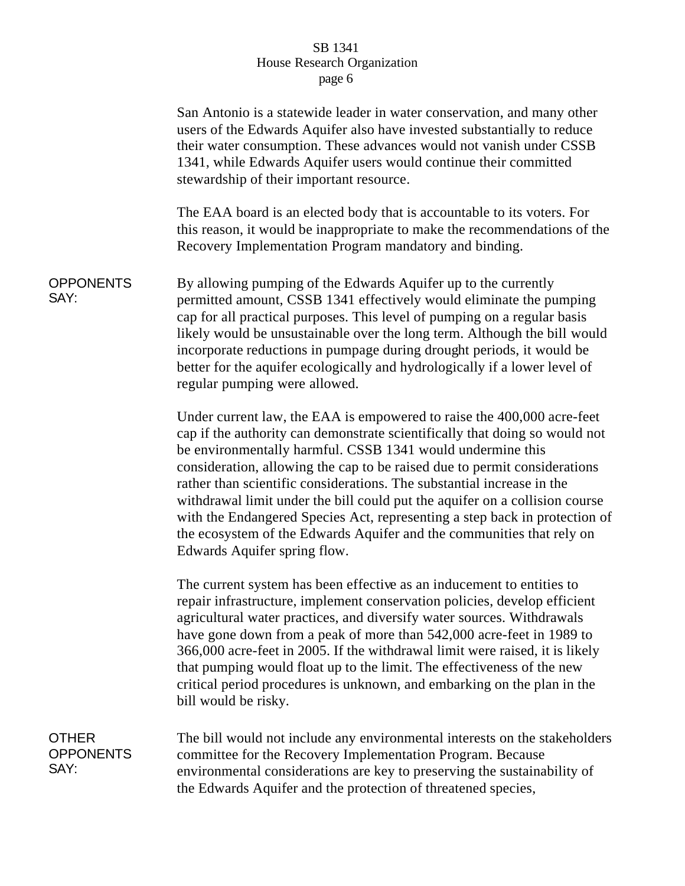San Antonio is a statewide leader in water conservation, and many other users of the Edwards Aquifer also have invested substantially to reduce their water consumption. These advances would not vanish under CSSB 1341, while Edwards Aquifer users would continue their committed stewardship of their important resource.

The EAA board is an elected body that is accountable to its voters. For this reason, it would be inappropriate to make the recommendations of the Recovery Implementation Program mandatory and binding.

**OPPONENTS SAY:**

By allowing pumping of the Edwards Aquifer up to the currently permitted amount, CSSB 1341 effectively would eliminate the pumping cap for all practical purposes. This level of pumping on a regular basis likely would be unsustainable over the long term. Although the bill would incorporate reductions in pumpage during drought periods, it would be better for the aquifer ecologically and hydrologically if a lower level of regular pumping were allowed.

Under current law, the EAA is empowered to raise the 400,000 acre-feet cap if the authority can demonstrate scientifically that doing so would not be environmentally harmful. CSSB 1341 would undermine this consideration, allowing the cap to be raised due to permit considerations rather than scientific considerations. The substantial increase in the withdrawal limit under the bill could put the aquifer on a collision course with the Endangered Species Act, representing a step back in protection of the ecosystem of the Edwards Aquifer and the communities that rely on Edwards Aquifer spring flow.

The current system has been effective as an inducement to entities to repair infrastructure, implement conservation policies, develop efficient agricultural water practices, and diversify water sources. Withdrawals have gone down from a peak of more than 542,000 acre-feet in 1989 to 366,000 acre-feet in 2005. If the withdrawal limit were raised, it is likely that pumping would float up to the limit. The effectiveness of the new critical period procedures is unknown, and embarking on the plan in the bill would be risky.

**OTHER OPPONENTS SAY:**

The bill would not include any environmental interests on the stakeholders committee for the Recovery Implementation Program. Because environmental considerations are key to preserving the sustainability of the Edwards Aquifer and the protection of threatened species,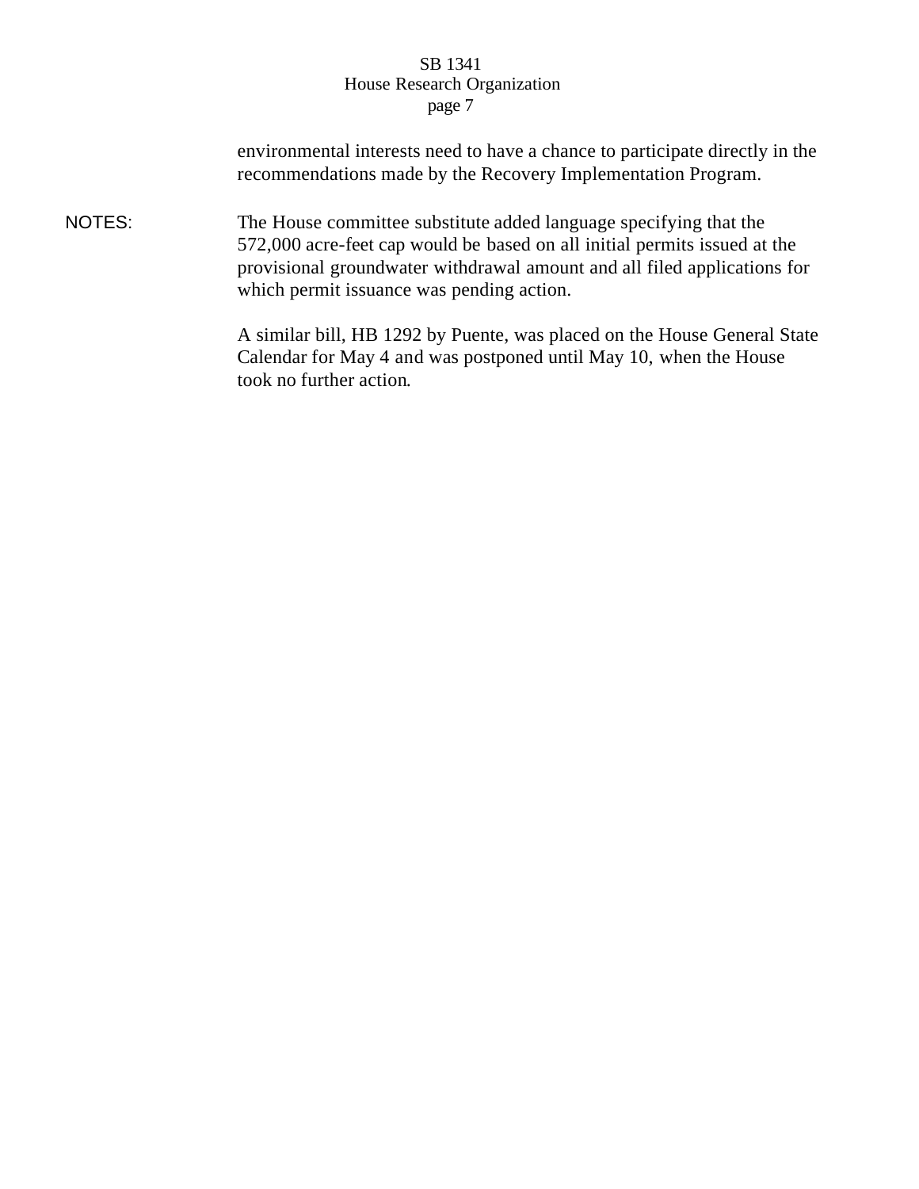environmental interests need to have a chance to participate directly in the recommendations made by the Recovery Implementation Program.

NOTES: The House committee substitute added language specifying that the 572,000 acre-feet cap would be based on all initial permits issued at the provisional groundwater withdrawal amount and all filed applications for which permit issuance was pending action.

A similar bill, HB 1292 by Puente, was placed on the House General State Calendar for May 4 and was postponed until May 10, when the House took no further action.